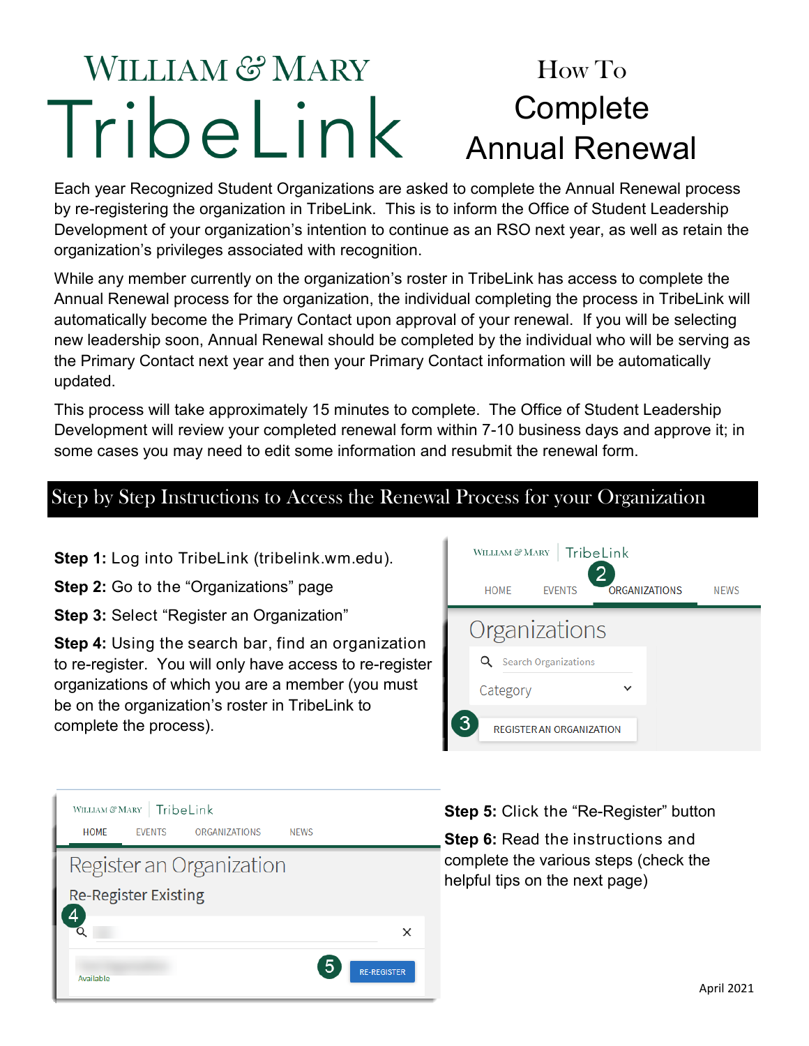# William & Mary TribeLink

# How To Complete Annual Renewal

Each year Recognized Student Organizations are asked to complete the Annual Renewal process by re-registering the organization in TribeLink. This is to inform the Office of Student Leadership Development of your organization's intention to continue as an RSO next year, as well as retain the organization's privileges associated with recognition.

While any member currently on the organization's roster in TribeLink has access to complete the Annual Renewal process for the organization, the individual completing the process in TribeLink will automatically become the Primary Contact upon approval of your renewal. If you will be selecting new leadership soon, Annual Renewal should be completed by the individual who will be serving as the Primary Contact next year and then your Primary Contact information will be automatically updated.

This process will take approximately 15 minutes to complete. The Office of Student Leadership Development will review your completed renewal form within 7-10 business days and approve it; in some cases you may need to edit some information and resubmit the renewal form.

## Step by Step Instructions to Access the Renewal Process for your Organization

**Step 1:** Log into TribeLink (tribelink.wm.edu).

**Step 2:** Go to the "Organizations" page

**Step 3:** Select "Register an Organization"

**Step 4:** Using the search bar, find an organization to re-register. You will only have access to re-register organizations of which you are a member (you must be on the organization's roster in TribeLink to complete the process).

**Step 5:** Click the "Re-Register" button

**Step 6:** Read the instructions and complete the various steps (check the helpful tips on the next page)

April 2021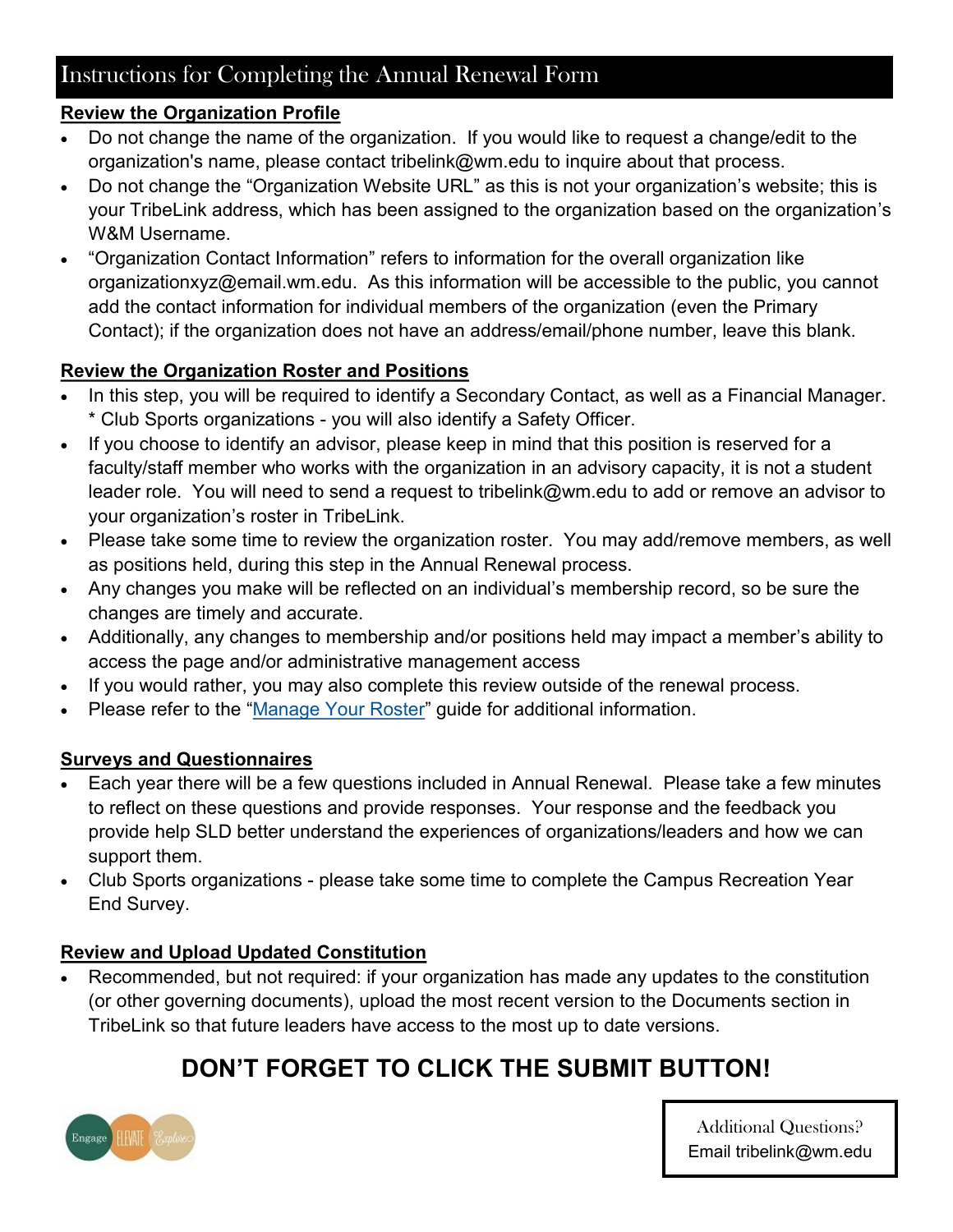# Instructions for Completing the Annual Renewal Form

## Review the Organization Profile

- Do not change the name of the organization. If you would like to request a change/edit to the organization's name, please contact tribelink@wm.edu to inquire about that process.
- Do not change the "Organization Website URL" as this is not your organization's website; this is your TribeLink address, which has been assigned to the organization based on the organization's W&M Username.
- "Organization Contact Information" refers to information for the overall organization like organizationxyz@email.wm.edu. As this information will be accessible to the public, you cannot add the contact information for individual members of the organization (even the Primary Contact); if the organization does not have an address/email/phone number, leave this blank.

## Review the Organization Roster and Positions

- In this step, you will be required to identify a Secondary Contact, as well as a Financial Manager. * Club Sports organizations - you will also identify a Safety Officer.
- If you choose to identify an advisor, please keep in mind that this position is reserved for a faculty/staff member who works with the organization in an advisory capacity, it is not a student leader role. You will need to send a request to tribelink@wm.edu to add or remove an advisor to your organization's roster in TribeLink.
- Please take some time to review the organization roster. You may add/remove members, as well as positions held, during this step in the Annual Renewal process.
- Any changes you make will be reflected on an individual's membership record, so be sure the changes are timely and accurate.
- Additionally, any changes to membership and/or positions held may impact a member's ability to access the page and/or administrative management access
- If you would rather, you may also complete this review outside of the renewal process.
- Please refer to the "Manage Your Roster" guide for additional information.

## Surveys and Questionnaires

- Each year there will be a few questions included in Annual Renewal. Please take a few minutes to reflect on these questions and provide responses. Your response and the feedback you provide help SLD better understand the experiences of organizations/leaders and how we can support them.
- Club Sports organizations - please take some time to complete the Campus Recreation Year End Survey.

## Review and Upload Updated Constitution

- Recommended, but not required: if your organization has made any updates to the constitution (or other governing documents), upload the most recent version to the Documents section in TribeLink so that future leaders have access to the most up to date versions.

**DON'T FORGET TO CLICK THE SUBMIT BUTTON!**

Engage ELEVATE Explore

Additional Questions?
Email tribelink@wm.edu